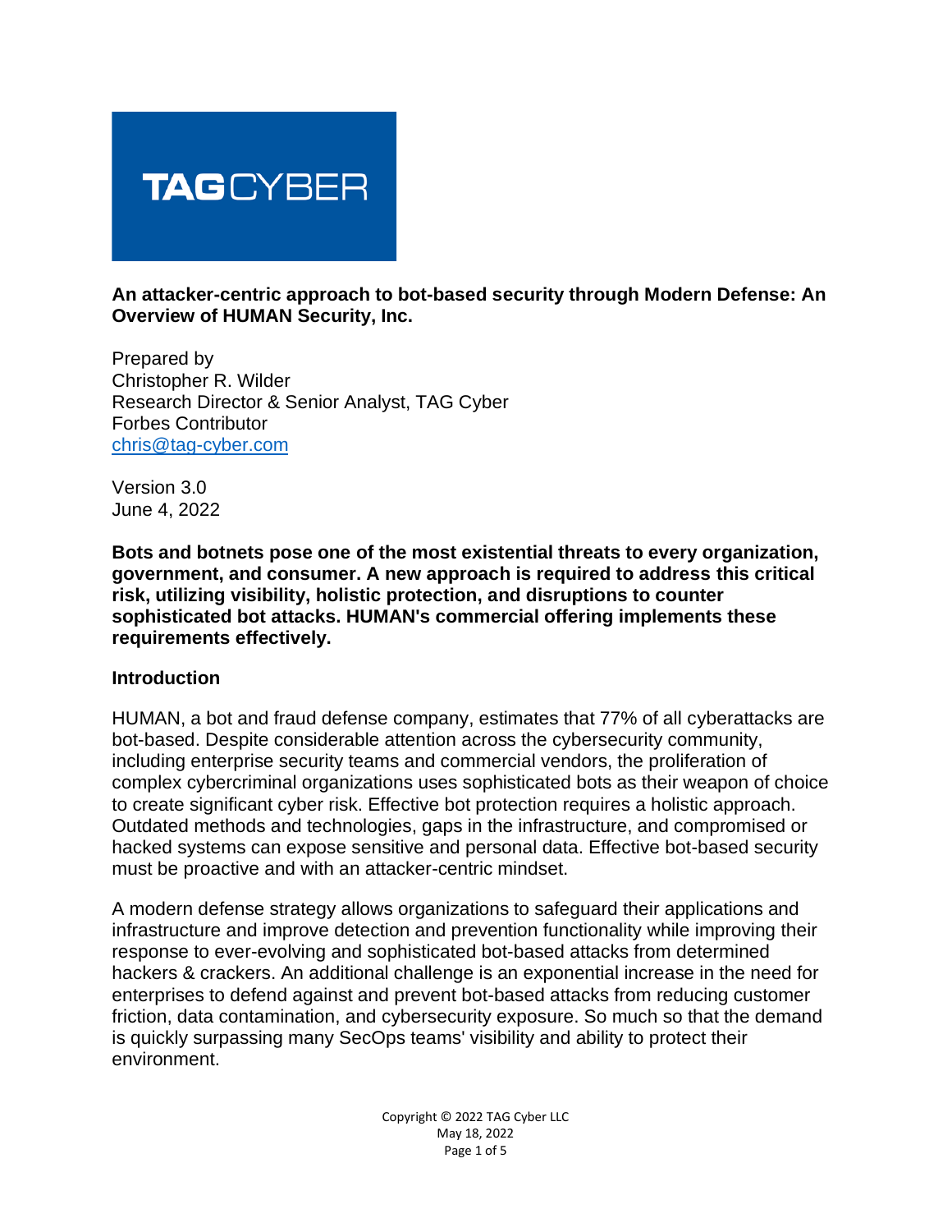**TAG CYBER**

# An attacker-centric approach to bot-based security through Modern Defense: An Overview of HUMAN Security, Inc.

Prepared by
Christopher R. Wilder
Research Director & Senior Analyst, TAG Cyber
Forbes Contributor
chris@tag-cyber.com

Version 3.0
June 4, 2022

**Bots and botnets pose one of the most existential threats to every organization, government, and consumer. A new approach is required to address this critical risk, utilizing visibility, holistic protection, and disruptions to counter sophisticated bot attacks. HUMAN's commercial offering implements these requirements effectively.**

## Introduction

HUMAN, a bot and fraud defense company, estimates that 77% of all cyberattacks are bot-based. Despite considerable attention across the cybersecurity community, including enterprise security teams and commercial vendors, the proliferation of complex cybercriminal organizations uses sophisticated bots as their weapon of choice to create significant cyber risk. Effective bot protection requires a holistic approach. Outdated methods and technologies, gaps in the infrastructure, and compromised or hacked systems can expose sensitive and personal data. Effective bot-based security must be proactive and with an attacker-centric mindset.

A modern defense strategy allows organizations to safeguard their applications and infrastructure and improve detection and prevention functionality while improving their response to ever-evolving and sophisticated bot-based attacks from determined hackers & crackers. An additional challenge is an exponential increase in the need for enterprises to defend against and prevent bot-based attacks from reducing customer friction, data contamination, and cybersecurity exposure. So much so that the demand is quickly surpassing many SecOps teams' visibility and ability to protect their environment.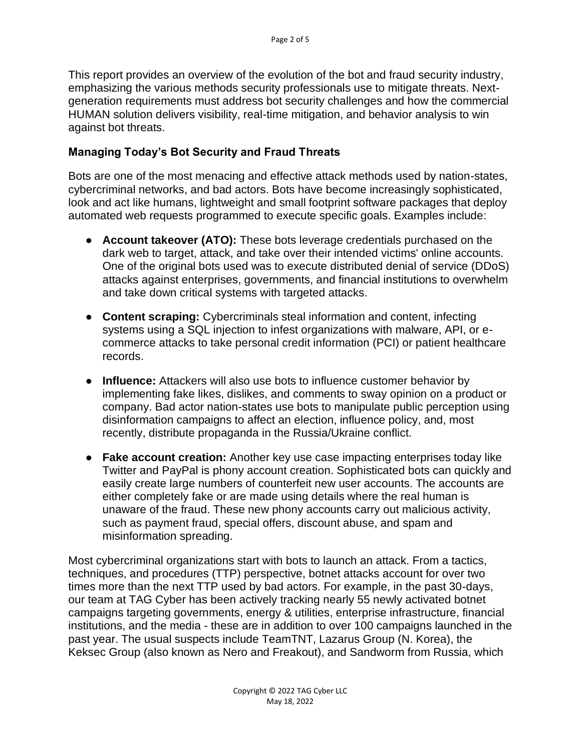This report provides an overview of the evolution of the bot and fraud security industry, emphasizing the various methods security professionals use to mitigate threats. Next-generation requirements must address bot security challenges and how the commercial HUMAN solution delivers visibility, real-time mitigation, and behavior analysis to win against bot threats.

## Managing Today's Bot Security and Fraud Threats

Bots are one of the most menacing and effective attack methods used by nation-states, cybercriminal networks, and bad actors. Bots have become increasingly sophisticated, look and act like humans, lightweight and small footprint software packages that deploy automated web requests programmed to execute specific goals. Examples include:

- **Account takeover (ATO):** These bots leverage credentials purchased on the dark web to target, attack, and take over their intended victims' online accounts. One of the original bots used was to execute distributed denial of service (DDoS) attacks against enterprises, governments, and financial institutions to overwhelm and take down critical systems with targeted attacks.
- **Content scraping:** Cybercriminals steal information and content, infecting systems using a SQL injection to infest organizations with malware, API, or e-commerce attacks to take personal credit information (PCI) or patient healthcare records.
- **Influence:** Attackers will also use bots to influence customer behavior by implementing fake likes, dislikes, and comments to sway opinion on a product or company. Bad actor nation-states use bots to manipulate public perception using disinformation campaigns to affect an election, influence policy, and, most recently, distribute propaganda in the Russia/Ukraine conflict.
- **Fake account creation:** Another key use case impacting enterprises today like Twitter and PayPal is phony account creation. Sophisticated bots can quickly and easily create large numbers of counterfeit new user accounts. The accounts are either completely fake or are made using details where the real human is unaware of the fraud. These new phony accounts carry out malicious activity, such as payment fraud, special offers, discount abuse, and spam and misinformation spreading.

Most cybercriminal organizations start with bots to launch an attack. From a tactics, techniques, and procedures (TTP) perspective, botnet attacks account for over two times more than the next TTP used by bad actors. For example, in the past 30-days, our team at TAG Cyber has been actively tracking nearly 55 newly activated botnet campaigns targeting governments, energy & utilities, enterprise infrastructure, financial institutions, and the media - these are in addition to over 100 campaigns launched in the past year. The usual suspects include TeamTNT, Lazarus Group (N. Korea), the Keksec Group (also known as Nero and Freakout), and Sandworm from Russia, which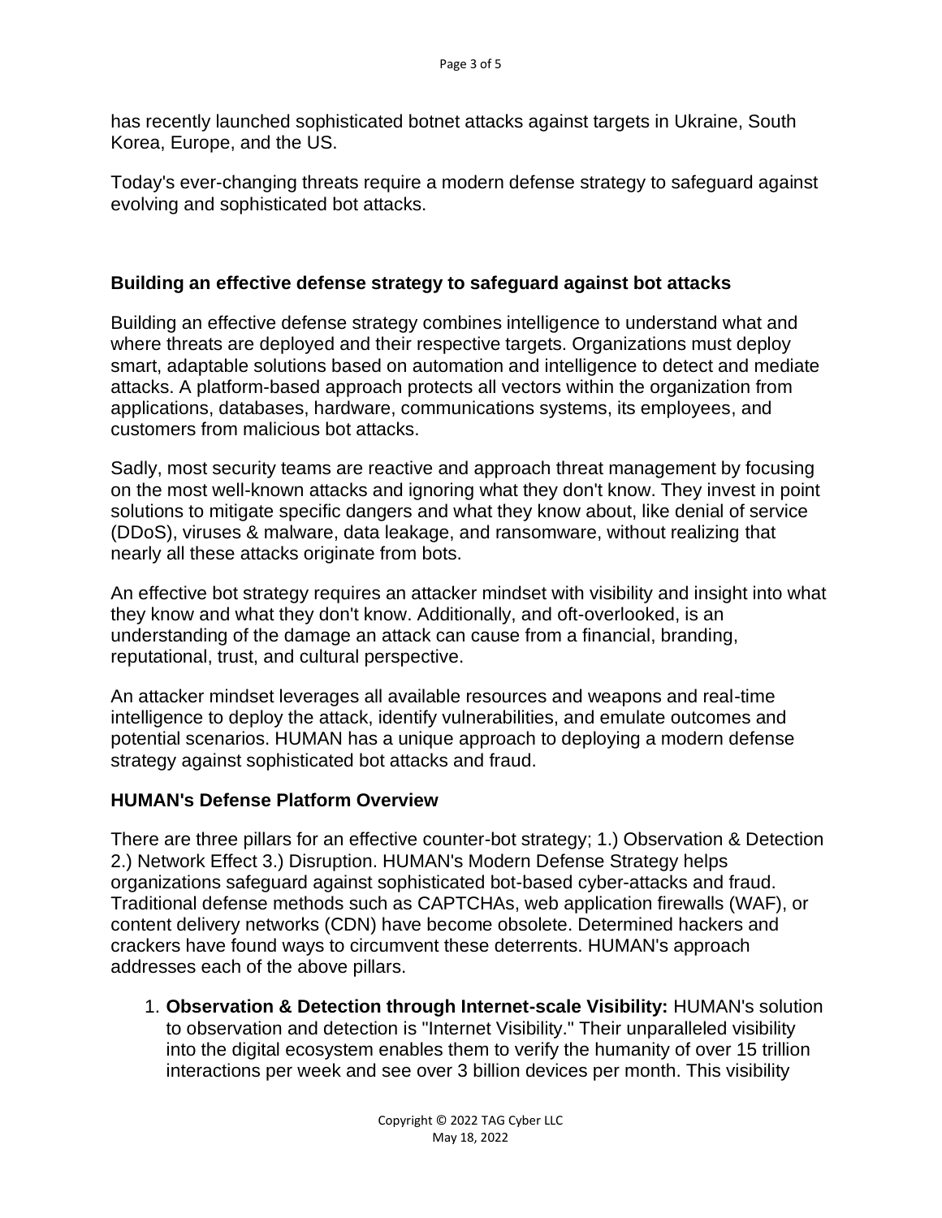has recently launched sophisticated botnet attacks against targets in Ukraine, South Korea, Europe, and the US.

Today's ever-changing threats require a modern defense strategy to safeguard against evolving and sophisticated bot attacks.

## Building an effective defense strategy to safeguard against bot attacks

Building an effective defense strategy combines intelligence to understand what and where threats are deployed and their respective targets. Organizations must deploy smart, adaptable solutions based on automation and intelligence to detect and mediate attacks. A platform-based approach protects all vectors within the organization from applications, databases, hardware, communications systems, its employees, and customers from malicious bot attacks.

Sadly, most security teams are reactive and approach threat management by focusing on the most well-known attacks and ignoring what they don't know. They invest in point solutions to mitigate specific dangers and what they know about, like denial of service (DDoS), viruses & malware, data leakage, and ransomware, without realizing that nearly all these attacks originate from bots.

An effective bot strategy requires an attacker mindset with visibility and insight into what they know and what they don't know. Additionally, and oft-overlooked, is an understanding of the damage an attack can cause from a financial, branding, reputational, trust, and cultural perspective.

An attacker mindset leverages all available resources and weapons and real-time intelligence to deploy the attack, identify vulnerabilities, and emulate outcomes and potential scenarios. HUMAN has a unique approach to deploying a modern defense strategy against sophisticated bot attacks and fraud.

## HUMAN's Defense Platform Overview

There are three pillars for an effective counter-bot strategy; 1.) Observation & Detection 2.) Network Effect 3.) Disruption. HUMAN's Modern Defense Strategy helps organizations safeguard against sophisticated bot-based cyber-attacks and fraud. Traditional defense methods such as CAPTCHAs, web application firewalls (WAF), or content delivery networks (CDN) have become obsolete. Determined hackers and crackers have found ways to circumvent these deterrents. HUMAN's approach addresses each of the above pillars.

1. **Observation & Detection through Internet-scale Visibility:** HUMAN's solution to observation and detection is "Internet Visibility." Their unparalleled visibility into the digital ecosystem enables them to verify the humanity of over 15 trillion interactions per week and see over 3 billion devices per month. This visibility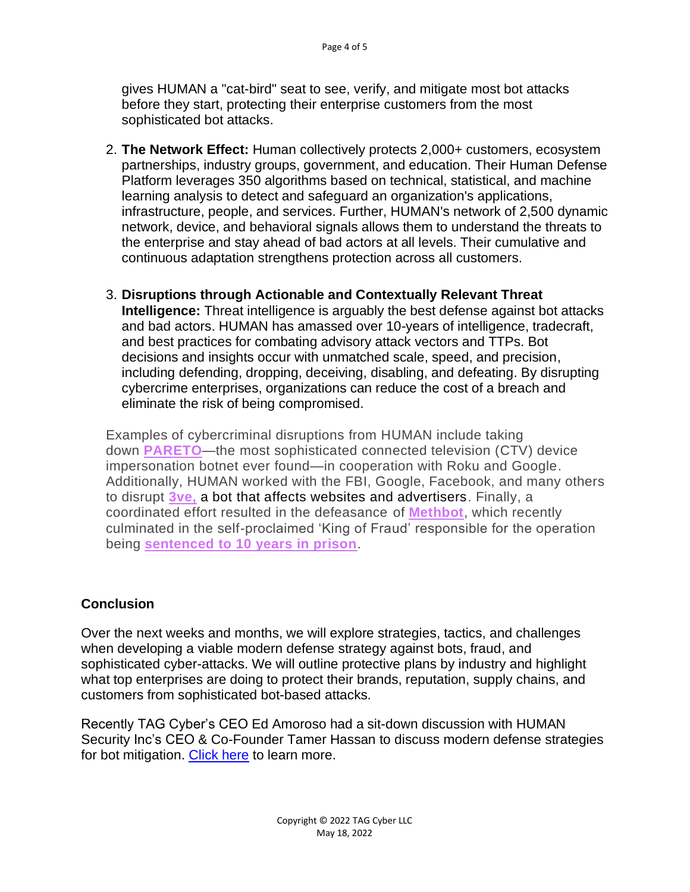gives HUMAN a "cat-bird" seat to see, verify, and mitigate most bot attacks before they start, protecting their enterprise customers from the most sophisticated bot attacks.

2. **The Network Effect:** Human collectively protects 2,000+ customers, ecosystem partnerships, industry groups, government, and education. Their Human Defense Platform leverages 350 algorithms based on technical, statistical, and machine learning analysis to detect and safeguard an organization's applications, infrastructure, people, and services. Further, HUMAN's network of 2,500 dynamic network, device, and behavioral signals allows them to understand the threats to the enterprise and stay ahead of bad actors at all levels. Their cumulative and continuous adaptation strengthens protection across all customers.

3. **Disruptions through Actionable and Contextually Relevant Threat Intelligence:** Threat intelligence is arguably the best defense against bot attacks and bad actors. HUMAN has amassed over 10-years of intelligence, tradecraft, and best practices for combating advisory attack vectors and TTPs. Bot decisions and insights occur with unmatched scale, speed, and precision, including defending, dropping, deceiving, disabling, and defeating. By disrupting cybercrime enterprises, organizations can reduce the cost of a breach and eliminate the risk of being compromised.

Examples of cybercriminal disruptions from HUMAN include taking down **PARETO**—the most sophisticated connected television (CTV) device impersonation botnet ever found—in cooperation with Roku and Google. Additionally, HUMAN worked with the FBI, Google, Facebook, and many others to disrupt **3ve,** a bot that affects websites and advertisers. Finally, a coordinated effort resulted in the defeasance of **Methbot**, which recently culminated in the self-proclaimed 'King of Fraud' responsible for the operation being **sentenced to 10 years in prison**.

## Conclusion

Over the next weeks and months, we will explore strategies, tactics, and challenges when developing a viable modern defense strategy against bots, fraud, and sophisticated cyber-attacks. We will outline protective plans by industry and highlight what top enterprises are doing to protect their brands, reputation, supply chains, and customers from sophisticated bot-based attacks.

Recently TAG Cyber's CEO Ed Amoroso had a sit-down discussion with HUMAN Security Inc's CEO & Co-Founder Tamer Hassan to discuss modern defense strategies for bot mitigation. Click here to learn more.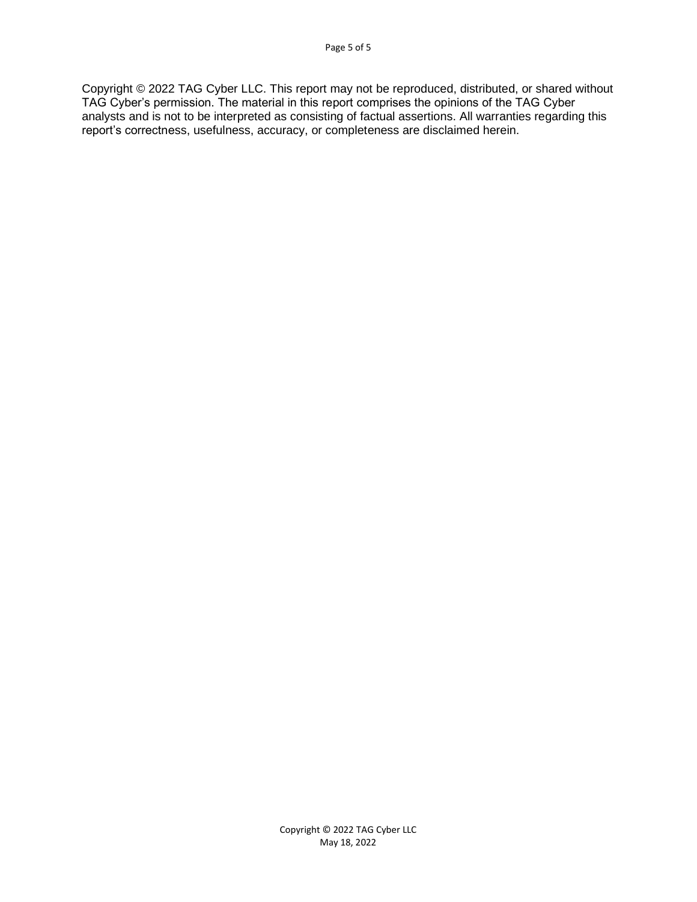Copyright © 2022 TAG Cyber LLC. This report may not be reproduced, distributed, or shared without TAG Cyber's permission. The material in this report comprises the opinions of the TAG Cyber analysts and is not to be interpreted as consisting of factual assertions. All warranties regarding this report's correctness, usefulness, accuracy, or completeness are disclaimed herein.